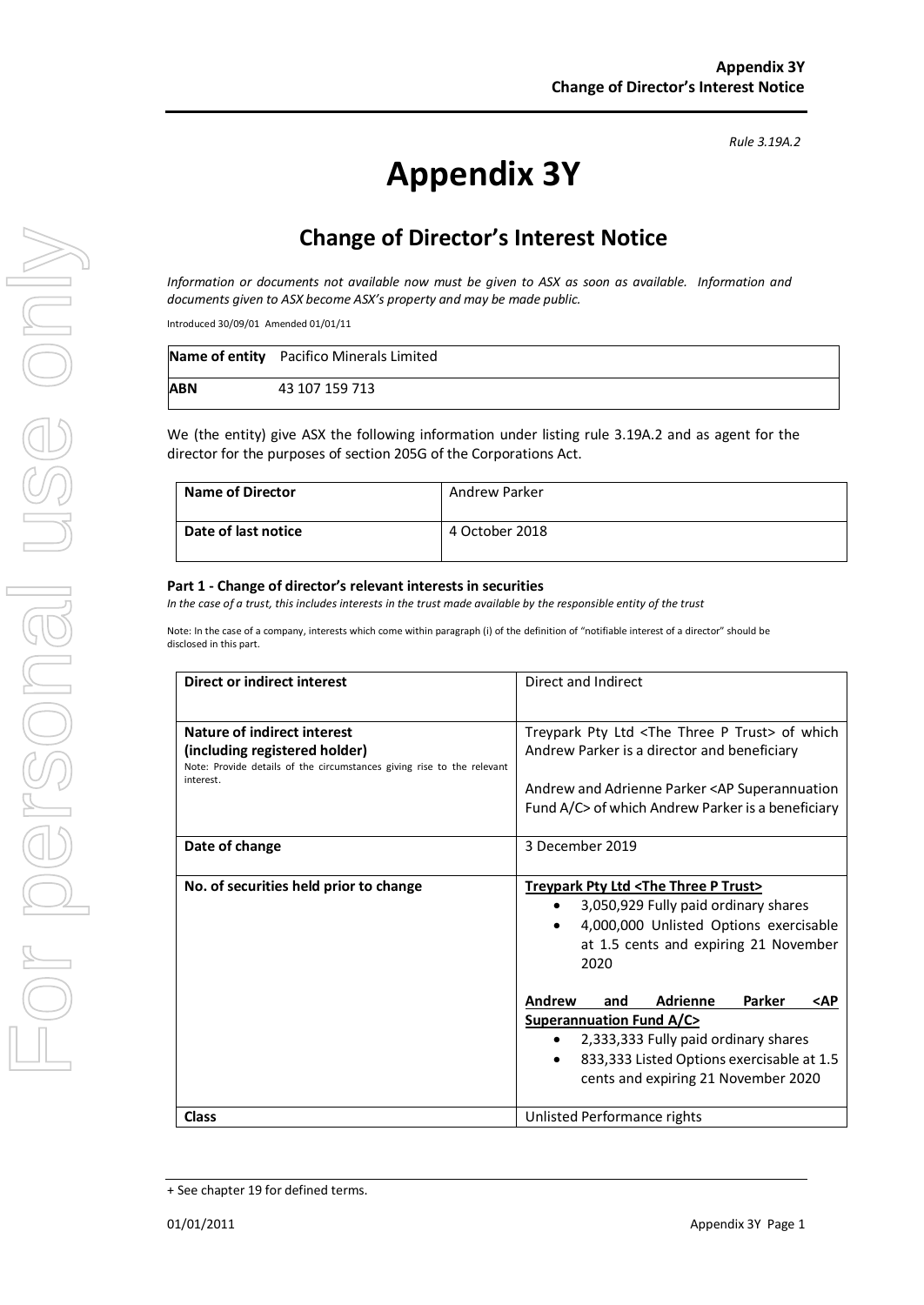*Rule 3.19A.2*

# Appendix 3Y

## Change of Director's Interest Notice

*Information or documents not available now must be given to ASX as soon as available. Information and documents given to ASX become ASX's property and may be made public.*

Introduced 30/09/01 Amended 01/01/11

| **Name of entity** | Pacifico Minerals Limited |
|---|---|
| **ABN** | 43 107 159 713 |

We (the entity) give ASX the following information under listing rule 3.19A.2 and as agent for the director for the purposes of section 205G of the Corporations Act.

| **Name of Director** | Andrew Parker |
|---|---|
| **Date of last notice** | 4 October 2018 |

#### Part 1 - Change of director's relevant interests in securities

*In the case of a trust, this includes interests in the trust made available by the responsible entity of the trust*

Note: In the case of a company, interests which come within paragraph (i) of the definition of "notifiable interest of a director" should be disclosed in this part.

| **Direct or indirect interest** | Direct and Indirect |
|---|---|
| **Nature of indirect interest (including registered holder)**<br>Note: Provide details of the circumstances giving rise to the relevant interest. | Treypark Pty Ltd <The Three P Trust> of which Andrew Parker is a director and beneficiary<br><br>Andrew and Adrienne Parker <AP Superannuation Fund A/C> of which Andrew Parker is a beneficiary |
| **Date of change** | 3 December 2019 |
| **No. of securities held prior to change** | **Treypark Pty Ltd <The Three P Trust>**<br>• 3,050,929 Fully paid ordinary shares<br>• 4,000,000 Unlisted Options exercisable at 1.5 cents and expiring 21 November 2020<br><br>**Andrew and Adrienne Parker <AP Superannuation Fund A/C>**<br>• 2,333,333 Fully paid ordinary shares<br>• 833,333 Listed Options exercisable at 1.5 cents and expiring 21 November 2020 |
| **Class** | Unlisted Performance rights |

+ See chapter 19 for defined terms.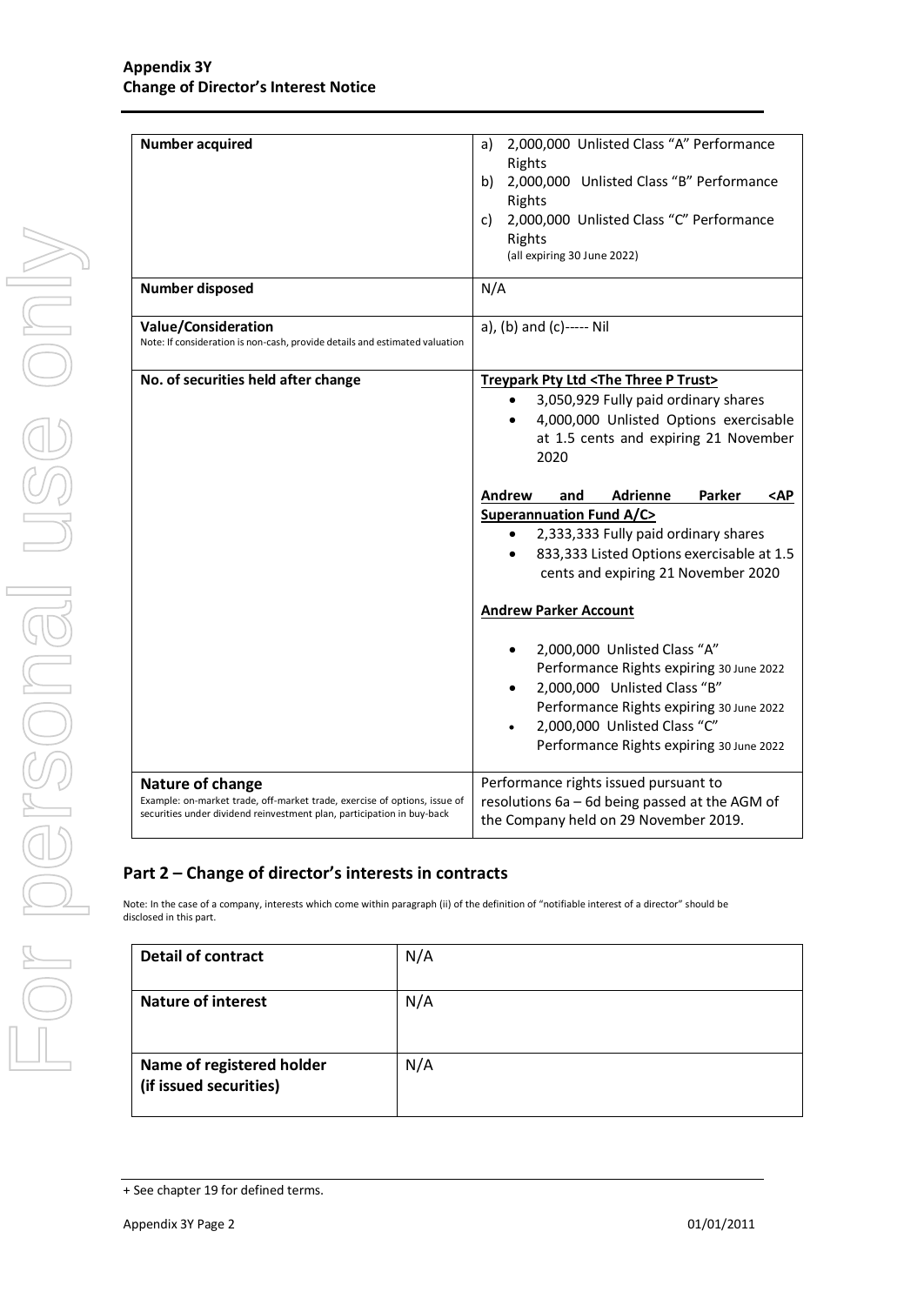| **Number acquired** | a) 2,000,000 Unlisted Class "A" Performance Rights<br>b) 2,000,000 Unlisted Class "B" Performance Rights<br>c) 2,000,000 Unlisted Class "C" Performance Rights<br>(all expiring 30 June 2022) |
|---|---|
| **Number disposed** | N/A |
| **Value/Consideration**<br>Note: If consideration is non-cash, provide details and estimated valuation | a), (b) and (c)----- Nil |
| **No. of securities held after change** | **Treypark Pty Ltd <The Three P Trust>**<br>• 3,050,929 Fully paid ordinary shares<br>• 4,000,000 Unlisted Options exercisable at 1.5 cents and expiring 21 November 2020<br><br>**Andrew and Adrienne Parker <AP Superannuation Fund A/C>**<br>• 2,333,333 Fully paid ordinary shares<br>• 833,333 Listed Options exercisable at 1.5 cents and expiring 21 November 2020<br><br>**Andrew Parker Account**<br>• 2,000,000 Unlisted Class "A" Performance Rights expiring 30 June 2022<br>• 2,000,000 Unlisted Class "B" Performance Rights expiring 30 June 2022<br>• 2,000,000 Unlisted Class "C" Performance Rights expiring 30 June 2022 |
| **Nature of change**<br>Example: on-market trade, off-market trade, exercise of options, issue of securities under dividend reinvestment plan, participation in buy-back | Performance rights issued pursuant to resolutions 6a – 6d being passed at the AGM of the Company held on 29 November 2019. |

## Part 2 – Change of director's interests in contracts

Note: In the case of a company, interests which come within paragraph (ii) of the definition of "notifiable interest of a director" should be disclosed in this part.

| **Detail of contract** | N/A |
|---|---|
| **Nature of interest** | N/A |
| **Name of registered holder (if issued securities)** | N/A |

+ See chapter 19 for defined terms.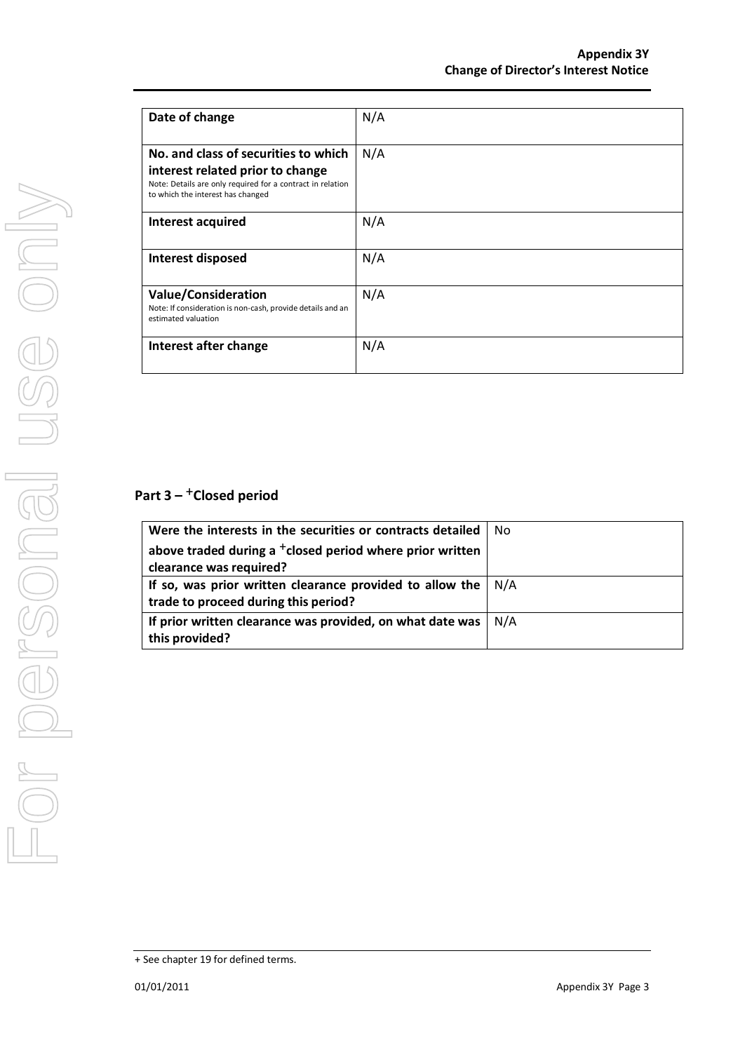| | |
|---|---|
| **Date of change** | N/A |
| **No. and class of securities to which interest related prior to change**<br>Note: Details are only required for a contract in relation to which the interest has changed | N/A |
| **Interest acquired** | N/A |
| **Interest disposed** | N/A |
| **Value/Consideration**<br>Note: If consideration is non-cash, provide details and an estimated valuation | N/A |
| **Interest after change** | N/A |

## Part 3 – +Closed period

| | |
|---|---|
| **Were the interests in the securities or contracts detailed above traded during a +closed period where prior written clearance was required?** | No |
| **If so, was prior written clearance provided to allow the trade to proceed during this period?** | N/A |
| **If prior written clearance was provided, on what date was this provided?** | N/A |

+ See chapter 19 for defined terms.